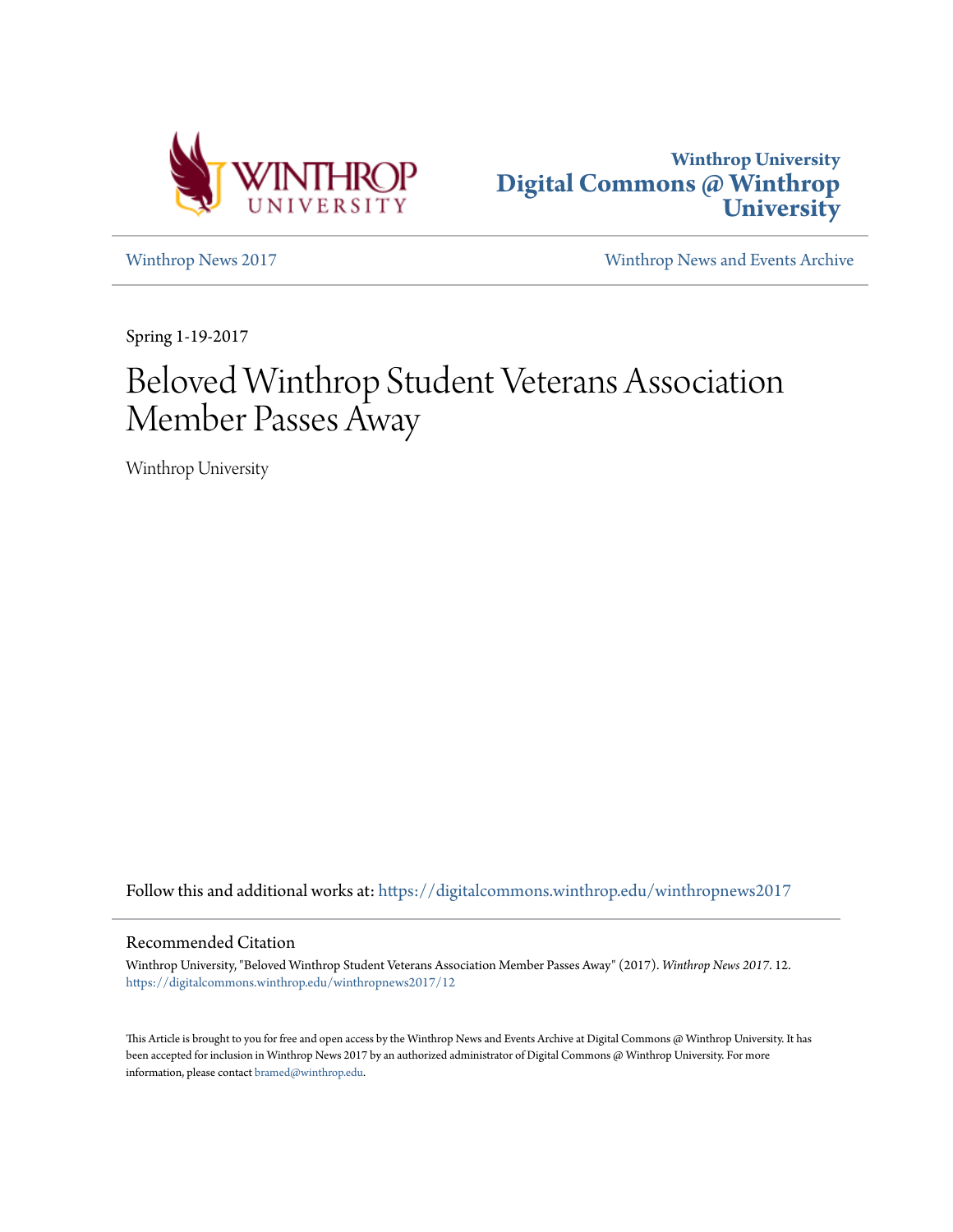Winthrop University
Digital Commons @ Winthrop University

Winthrop News 2017

Winthrop News and Events Archive

Spring 1-19-2017

# Beloved Winthrop Student Veterans Association Member Passes Away

Winthrop University

Follow this and additional works at: https://digitalcommons.winthrop.edu/winthropnews2017

## Recommended Citation

Winthrop University, "Beloved Winthrop Student Veterans Association Member Passes Away" (2017). *Winthrop News 2017*. 12.
https://digitalcommons.winthrop.edu/winthropnews2017/12

This Article is brought to you for free and open access by the Winthrop News and Events Archive at Digital Commons @ Winthrop University. It has been accepted for inclusion in Winthrop News 2017 by an authorized administrator of Digital Commons @ Winthrop University. For more information, please contact bramed@winthrop.edu.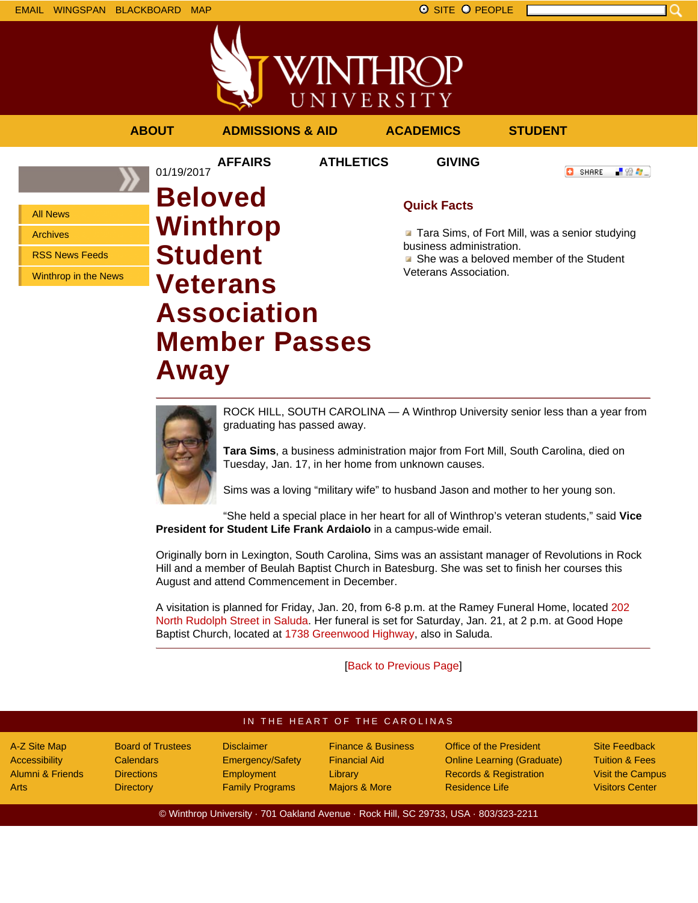EMAIL WINGSPAN BLACKBOARD MAP

SITE PEOPLE

WINTHROP UNIVERSITY

ABOUT ADMISSIONS & AID ACADEMICS STUDENT AFFAIRS ATHLETICS GIVING

- All News
- Archives
- RSS News Feeds
- Winthrop in the News

01/19/2017

# Beloved Winthrop Student Veterans Association Member Passes Away

## Quick Facts

- Tara Sims, of Fort Mill, was a senior studying business administration.
- She was a beloved member of the Student Veterans Association.

ROCK HILL, SOUTH CAROLINA — A Winthrop University senior less than a year from graduating has passed away.

**Tara Sims**, a business administration major from Fort Mill, South Carolina, died on Tuesday, Jan. 17, in her home from unknown causes.

Sims was a loving "military wife" to husband Jason and mother to her young son.

"She held a special place in her heart for all of Winthrop's veteran students," said **Vice President for Student Life Frank Ardaiolo** in a campus-wide email.

Originally born in Lexington, South Carolina, Sims was an assistant manager of Revolutions in Rock Hill and a member of Beulah Baptist Church in Batesburg. She was set to finish her courses this August and attend Commencement in December.

A visitation is planned for Friday, Jan. 20, from 6-8 p.m. at the Ramey Funeral Home, located 202 North Rudolph Street in Saluda. Her funeral is set for Saturday, Jan. 21, at 2 p.m. at Good Hope Baptist Church, located at 1738 Greenwood Highway, also in Saluda.

[Back to Previous Page]

IN THE HEART OF THE CAROLINAS

A-Z Site Map
Accessibility
Alumni & Friends
Arts
Board of Trustees
Calendars
Directions
Directory
Disclaimer
Emergency/Safety
Employment
Family Programs
Finance & Business
Financial Aid
Library
Majors & More
Office of the President
Online Learning (Graduate)
Records & Registration
Residence Life
Site Feedback
Tuition & Fees
Visit the Campus
Visitors Center

© Winthrop University · 701 Oakland Avenue · Rock Hill, SC 29733, USA · 803/323-2211